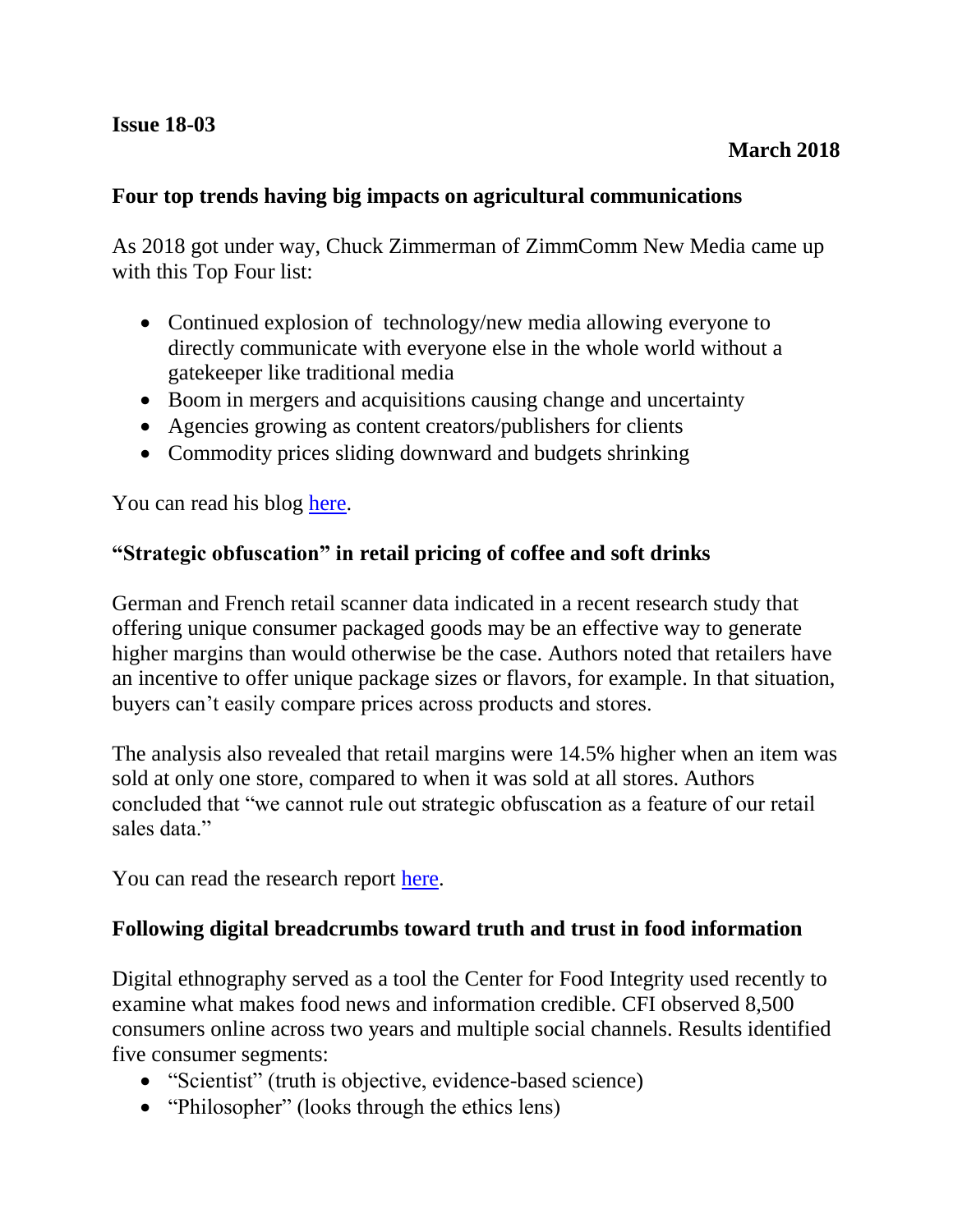**Issue 18-03**

**March 2018**

## Four top trends having big impacts on agricultural communications

As 2018 got under way, Chuck Zimmerman of ZimmComm New Media came up with this Top Four list:

- Continued explosion of technology/new media allowing everyone to directly communicate with everyone else in the whole world without a gatekeeper like traditional media
- Boom in mergers and acquisitions causing change and uncertainty
- Agencies growing as content creators/publishers for clients
- Commodity prices sliding downward and budgets shrinking

You can read his blog here.

## "Strategic obfuscation" in retail pricing of coffee and soft drinks

German and French retail scanner data indicated in a recent research study that offering unique consumer packaged goods may be an effective way to generate higher margins than would otherwise be the case. Authors noted that retailers have an incentive to offer unique package sizes or flavors, for example. In that situation, buyers can't easily compare prices across products and stores.

The analysis also revealed that retail margins were 14.5% higher when an item was sold at only one store, compared to when it was sold at all stores. Authors concluded that "we cannot rule out strategic obfuscation as a feature of our retail sales data."

You can read the research report here.

## Following digital breadcrumbs toward truth and trust in food information

Digital ethnography served as a tool the Center for Food Integrity used recently to examine what makes food news and information credible. CFI observed 8,500 consumers online across two years and multiple social channels. Results identified five consumer segments:

- "Scientist" (truth is objective, evidence-based science)
- "Philosopher" (looks through the ethics lens)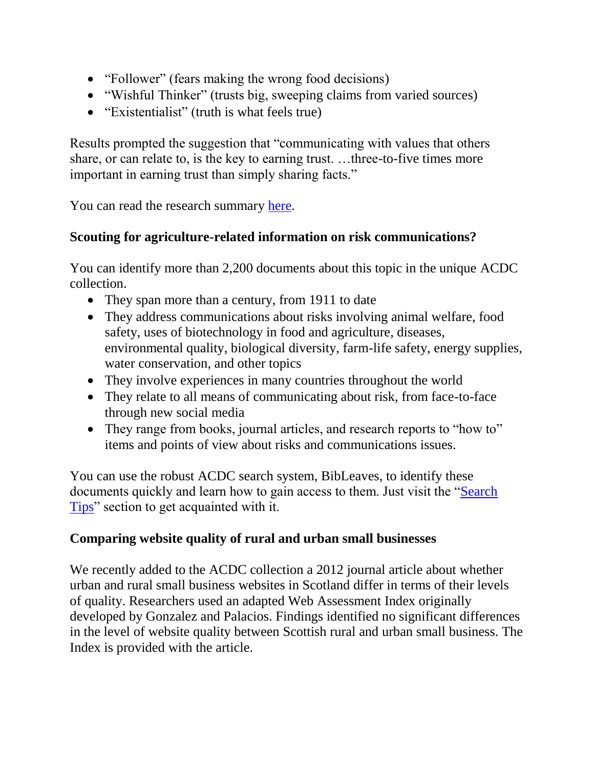- “Follower” (fears making the wrong food decisions)
- “Wishful Thinker” (trusts big, sweeping claims from varied sources)
- “Existentialist” (truth is what feels true)

Results prompted the suggestion that “communicating with values that others share, or can relate to, is the key to earning trust. …three-to-five times more important in earning trust than simply sharing facts.”

You can read the research summary here.

**Scouting for agriculture-related information on risk communications?**

You can identify more than 2,200 documents about this topic in the unique ACDC collection.

- They span more than a century, from 1911 to date
- They address communications about risks involving animal welfare, food safety, uses of biotechnology in food and agriculture, diseases, environmental quality, biological diversity, farm-life safety, energy supplies, water conservation, and other topics
- They involve experiences in many countries throughout the world
- They relate to all means of communicating about risk, from face-to-face through new social media
- They range from books, journal articles, and research reports to “how to” items and points of view about risks and communications issues.

You can use the robust ACDC search system, BibLeaves, to identify these documents quickly and learn how to gain access to them. Just visit the “Search Tips” section to get acquainted with it.

**Comparing website quality of rural and urban small businesses**

We recently added to the ACDC collection a 2012 journal article about whether urban and rural small business websites in Scotland differ in terms of their levels of quality. Researchers used an adapted Web Assessment Index originally developed by Gonzalez and Palacios. Findings identified no significant differences in the level of website quality between Scottish rural and urban small business. The Index is provided with the article.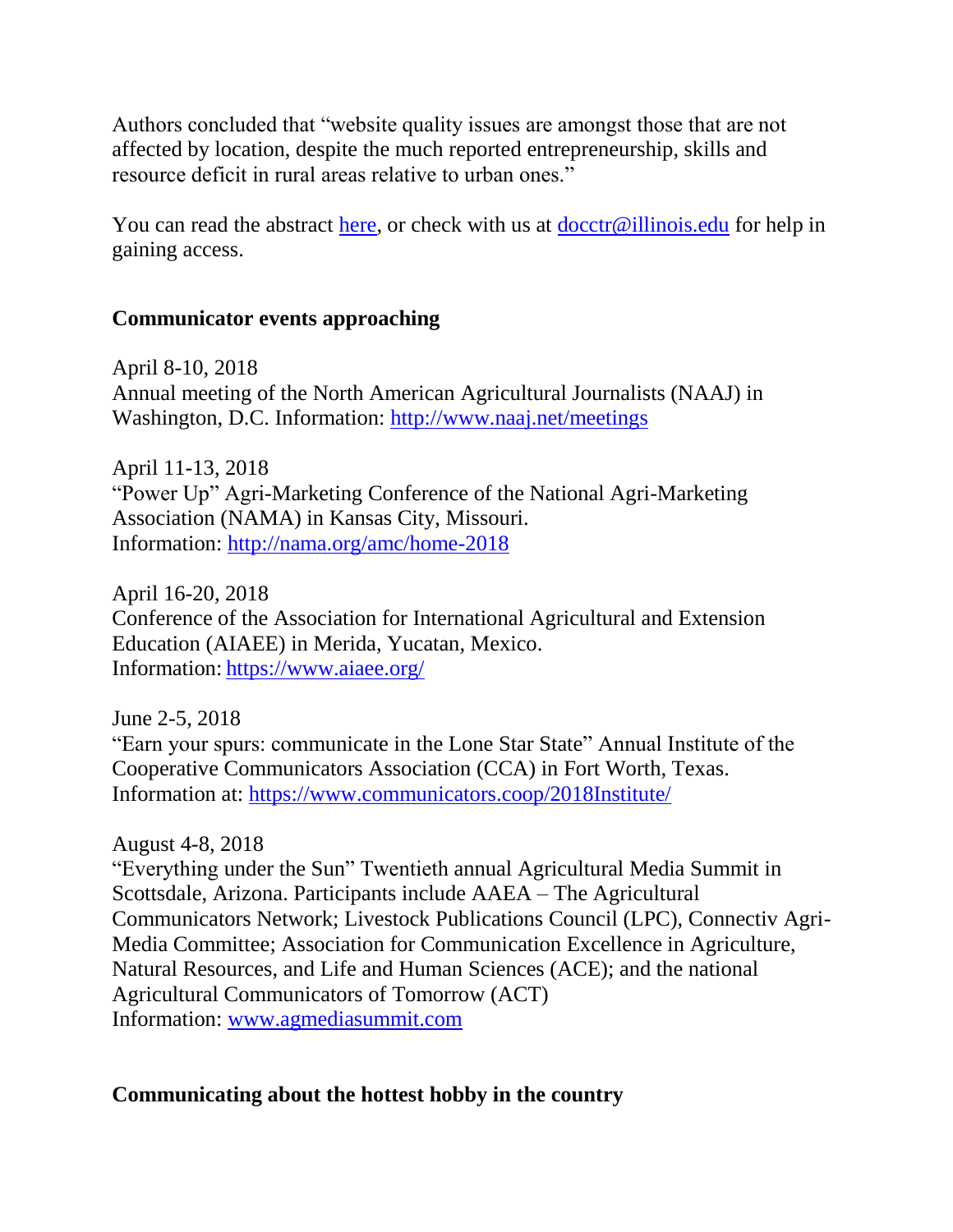Authors concluded that "website quality issues are amongst those that are not affected by location, despite the much reported entrepreneurship, skills and resource deficit in rural areas relative to urban ones."

You can read the abstract [here](), or check with us at [docctr@illinois.edu](mailto:docctr@illinois.edu) for help in gaining access.

## Communicator events approaching

April 8-10, 2018
Annual meeting of the North American Agricultural Journalists (NAAJ) in Washington, D.C. Information: [http://www.naaj.net/meetings](http://www.naaj.net/meetings)

April 11-13, 2018
"Power Up" Agri-Marketing Conference of the National Agri-Marketing Association (NAMA) in Kansas City, Missouri.
Information: [http://nama.org/amc/home-2018](http://nama.org/amc/home-2018)

April 16-20, 2018
Conference of the Association for International Agricultural and Extension Education (AIAEE) in Merida, Yucatan, Mexico.
Information: [https://www.aiaee.org/](https://www.aiaee.org/)

June 2-5, 2018
"Earn your spurs: communicate in the Lone Star State" Annual Institute of the Cooperative Communicators Association (CCA) in Fort Worth, Texas.
Information at: [https://www.communicators.coop/2018Institute/](https://www.communicators.coop/2018Institute/)

August 4-8, 2018
"Everything under the Sun" Twentieth annual Agricultural Media Summit in Scottsdale, Arizona. Participants include AAEA – The Agricultural Communicators Network; Livestock Publications Council (LPC), Connectiv Agri-Media Committee; Association for Communication Excellence in Agriculture, Natural Resources, and Life and Human Sciences (ACE); and the national Agricultural Communicators of Tomorrow (ACT)
Information: [www.agmediasummit.com](http://www.agmediasummit.com)

## Communicating about the hottest hobby in the country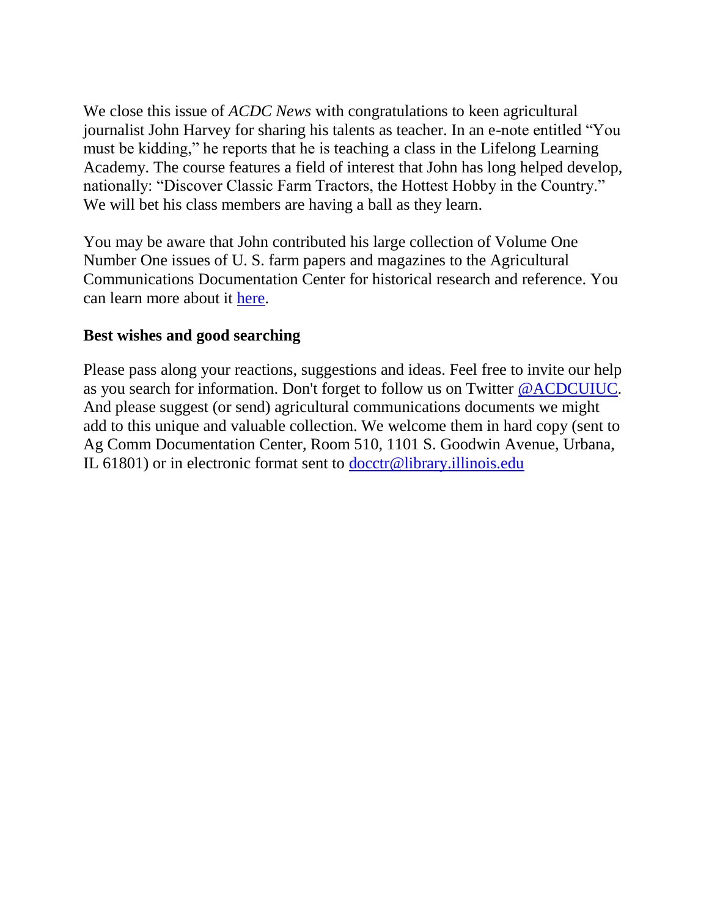We close this issue of *ACDC News* with congratulations to keen agricultural journalist John Harvey for sharing his talents as teacher. In an e-note entitled "You must be kidding," he reports that he is teaching a class in the Lifelong Learning Academy. The course features a field of interest that John has long helped develop, nationally: "Discover Classic Farm Tractors, the Hottest Hobby in the Country." We will bet his class members are having a ball as they learn.

You may be aware that John contributed his large collection of Volume One Number One issues of U. S. farm papers and magazines to the Agricultural Communications Documentation Center for historical research and reference. You can learn more about it here.

**Best wishes and good searching**

Please pass along your reactions, suggestions and ideas. Feel free to invite our help as you search for information. Don't forget to follow us on Twitter @ACDCUIUC. And please suggest (or send) agricultural communications documents we might add to this unique and valuable collection. We welcome them in hard copy (sent to Ag Comm Documentation Center, Room 510, 1101 S. Goodwin Avenue, Urbana, IL 61801) or in electronic format sent to docctr@library.illinois.edu